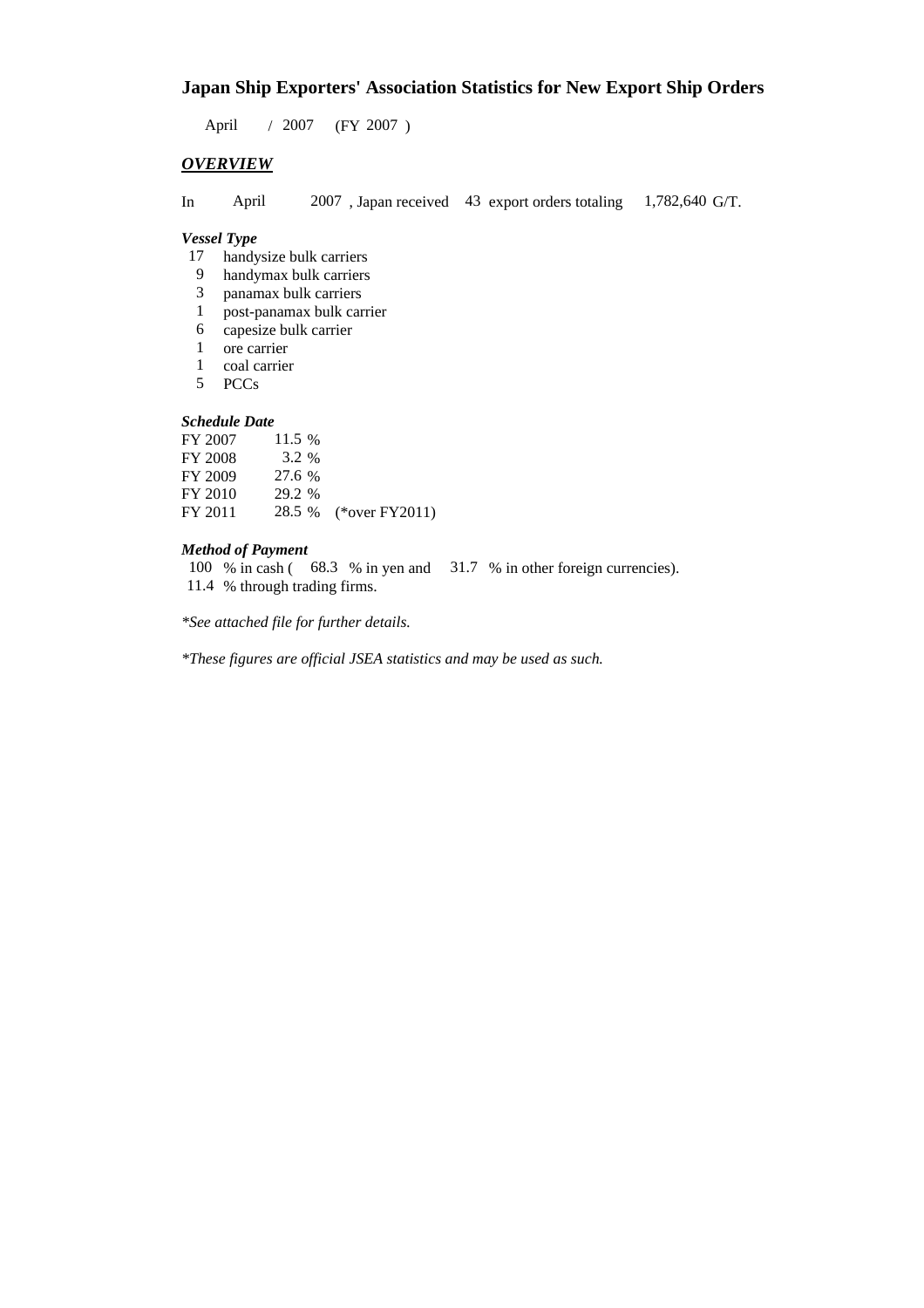# Japan Ship Exporters' Association Statistics for New Export Ship Orders

April / 2007 (FY 2007 )

***OVERVIEW***

In April 2007 , Japan received 43 export orders totaling 1,782,640 G/T.

***Vessel Type***

17 handysize bulk carriers
9 handymax bulk carriers
3 panamax bulk carriers
1 post-panamax bulk carrier
6 capesize bulk carrier
1 ore carrier
1 coal carrier
5 PCCs

***Schedule Date***

| | | |
|---|---|---|
| FY 2007 | 11.5 % | |
| FY 2008 | 3.2 % | |
| FY 2009 | 27.6 % | |
| FY 2010 | 29.2 % | |
| FY 2011 | 28.5 % | (*over FY2011) |

***Method of Payment***

100 % in cash ( 68.3 % in yen and 31.7 % in other foreign currencies).
11.4 % through trading firms.

*\*See attached file for further details.*

*\*These figures are official JSEA statistics and may be used as such.*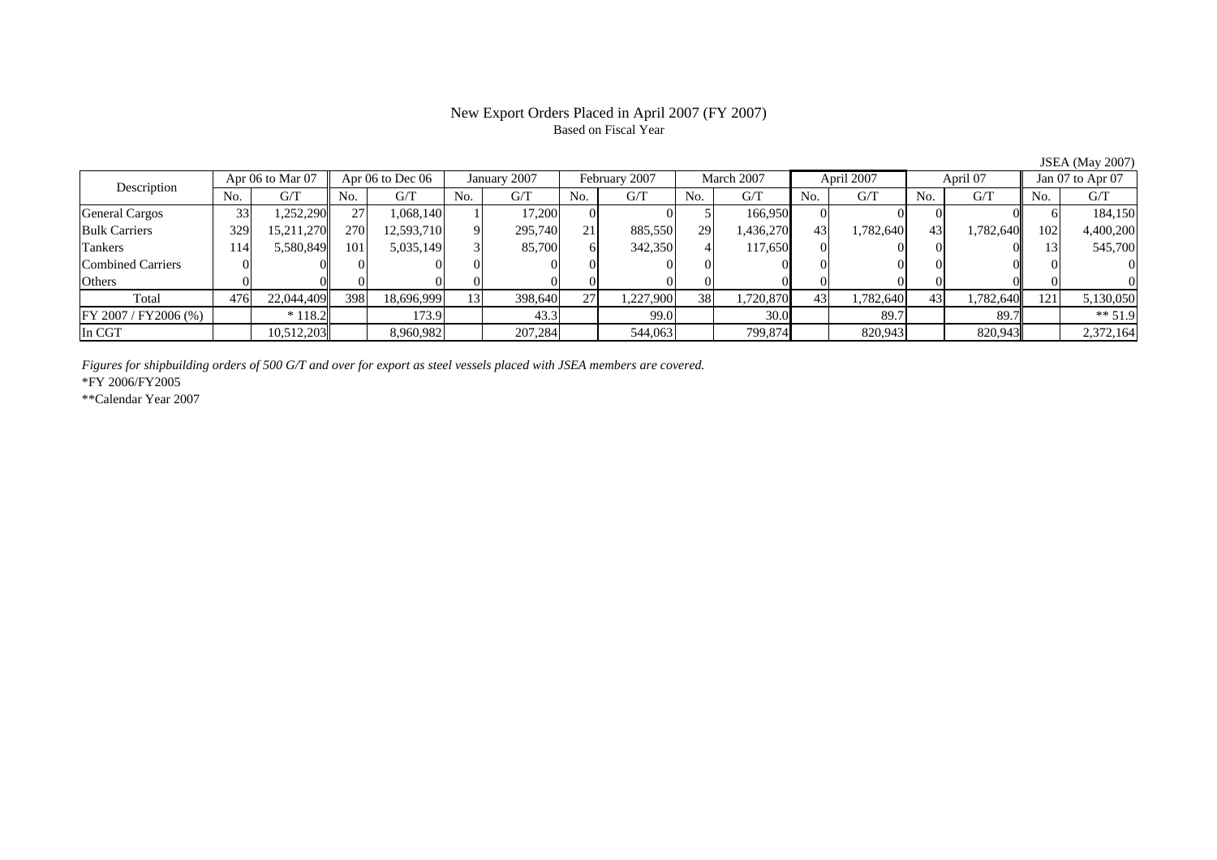# New Export Orders Placed in April 2007 (FY 2007)

Based on Fiscal Year

JSEA (May 2007)

| Description | Apr 06 to Mar 07 | | Apr 06 to Dec 06 | | January 2007 | | February 2007 | | March 2007 | | April 2007 | | April 07 | | Jan 07 to Apr 07 | |
|---|---|---|---|---|---|---|---|---|---|---|---|---|---|---|---|---|
| | No. | G/T | No. | G/T | No. | G/T | No. | G/T | No. | G/T | No. | G/T | No. | G/T | No. | G/T |
| General Cargos | 33 | 1,252,290 | 27 | 1,068,140 | 1 | 17,200 | 0 | 0 | 5 | 166,950 | 0 | 0 | 0 | 0 | 6 | 184,150 |
| Bulk Carriers | 329 | 15,211,270 | 270 | 12,593,710 | 9 | 295,740 | 21 | 885,550 | 29 | 1,436,270 | 43 | 1,782,640 | 43 | 1,782,640 | 102 | 4,400,200 |
| Tankers | 114 | 5,580,849 | 101 | 5,035,149 | 3 | 85,700 | 6 | 342,350 | 4 | 117,650 | 0 | 0 | 0 | 0 | 13 | 545,700 |
| Combined Carriers | 0 | 0 | 0 | 0 | 0 | 0 | 0 | 0 | 0 | 0 | 0 | 0 | 0 | 0 | 0 | 0 |
| Others | 0 | 0 | 0 | 0 | 0 | 0 | 0 | 0 | 0 | 0 | 0 | 0 | 0 | 0 | 0 | 0 |
| Total | 476 | 22,044,409 | 398 | 18,696,999 | 13 | 398,640 | 27 | 1,227,900 | 38 | 1,720,870 | 43 | 1,782,640 | 43 | 1,782,640 | 121 | 5,130,050 |
| FY 2007 / FY2006 (%) | | * 118.2 | | 173.9 | | 43.3 | | 99.0 | | 30.0 | | 89.7 | | 89.7 | | ** 51.9 |
| In CGT | | 10,512,203 | | 8,960,982 | | 207,284 | | 544,063 | | 799,874 | | 820,943 | | 820,943 | | 2,372,164 |

*Figures for shipbuilding orders of 500 G/T and over for export as steel vessels placed with JSEA members are covered.*

*FY 2006/FY2005

**Calendar Year 2007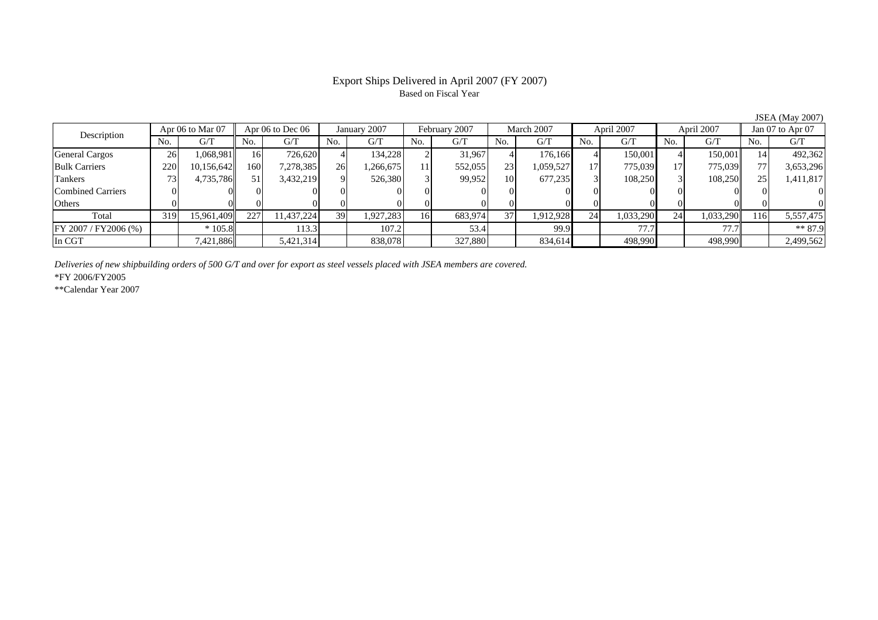# Export Ships Delivered in April 2007 (FY 2007)

Based on Fiscal Year

JSEA (May 2007)

| Description | Apr 06 to Mar 07 | | Apr 06 to Dec 06 | | January 2007 | | February 2007 | | March 2007 | | April 2007 | | April 2007 | | Jan 07 to Apr 07 | |
|---|---|---|---|---|---|---|---|---|---|---|---|---|---|---|---|---|
| | No. | G/T | No. | G/T | No. | G/T | No. | G/T | No. | G/T | No. | G/T | No. | G/T | No. | G/T |
| General Cargos | 26 | 1,068,981 | 16 | 726,620 | 4 | 134,228 | 2 | 31,967 | 4 | 176,166 | 4 | 150,001 | 4 | 150,001 | 14 | 492,362 |
| Bulk Carriers | 220 | 10,156,642 | 160 | 7,278,385 | 26 | 1,266,675 | 11 | 552,055 | 23 | 1,059,527 | 17 | 775,039 | 17 | 775,039 | 77 | 3,653,296 |
| Tankers | 73 | 4,735,786 | 51 | 3,432,219 | 9 | 526,380 | 3 | 99,952 | 10 | 677,235 | 3 | 108,250 | 3 | 108,250 | 25 | 1,411,817 |
| Combined Carriers | 0 | 0 | 0 | 0 | 0 | 0 | 0 | 0 | 0 | 0 | 0 | 0 | 0 | 0 | 0 | 0 |
| Others | 0 | 0 | 0 | 0 | 0 | 0 | 0 | 0 | 0 | 0 | 0 | 0 | 0 | 0 | 0 | 0 |
| Total | 319 | 15,961,409 | 227 | 11,437,224 | 39 | 1,927,283 | 16 | 683,974 | 37 | 1,912,928 | 24 | 1,033,290 | 24 | 1,033,290 | 116 | 5,557,475 |
| FY 2007 / FY2006 (%) | | * 105.8 | | 113.3 | | 107.2 | | 53.4 | | 99.9 | | 77.7 | | 77.7 | | ** 87.9 |
| In CGT | | 7,421,886 | | 5,421,314 | | 838,078 | | 327,880 | | 834,614 | | 498,990 | | 498,990 | | 2,499,562 |

*Deliveries of new shipbuilding orders of 500 G/T and over for export as steel vessels placed with JSEA members are covered.*

*FY 2006/FY2005

**Calendar Year 2007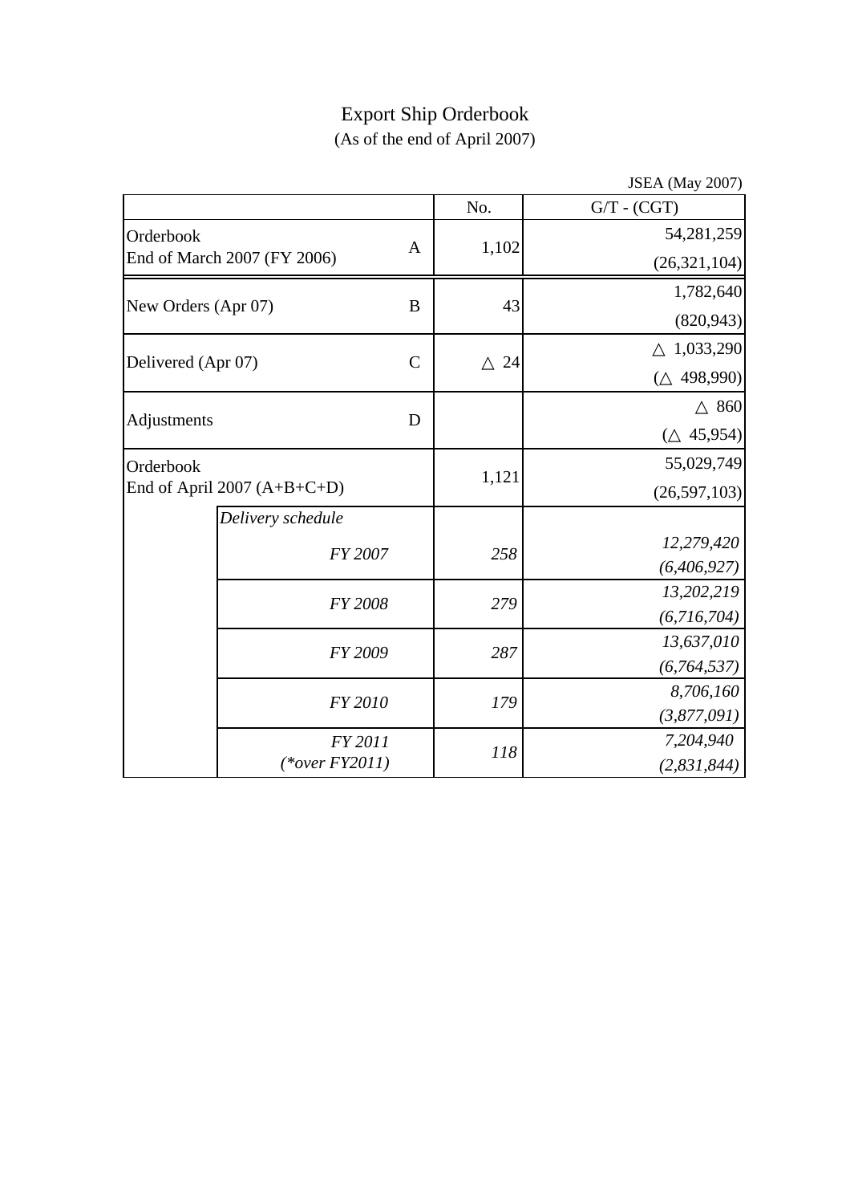# Export Ship Orderbook

(As of the end of April 2007)

JSEA (May 2007)

| | | | No. | G/T - (CGT) |
|---|---|---|---|---|
| Orderbook<br>End of March 2007 (FY 2006) | | A | 1,102 | 54,281,259<br>(26,321,104) |
| New Orders (Apr 07) | | B | 43 | 1,782,640<br>(820,943) |
| Delivered (Apr 07) | | C | △ 24 | △ 1,033,290<br>(△ 498,990) |
| Adjustments | | D | | △ 860<br>(△ 45,954) |
| Orderbook<br>End of April 2007 (A+B+C+D) | | | 1,121 | 55,029,749<br>(26,597,103) |
| | *Delivery schedule*<br>*FY 2007* | | *258* | *12,279,420*<br>*(6,406,927)* |
| | *FY 2008* | | *279* | *13,202,219*<br>*(6,716,704)* |
| | *FY 2009* | | *287* | *13,637,010*<br>*(6,764,537)* |
| | *FY 2010* | | *179* | *8,706,160*<br>*(3,877,091)* |
| | *FY 2011*<br>*(*over FY2011)* | | *118* | *7,204,940*<br>*(2,831,844)* |